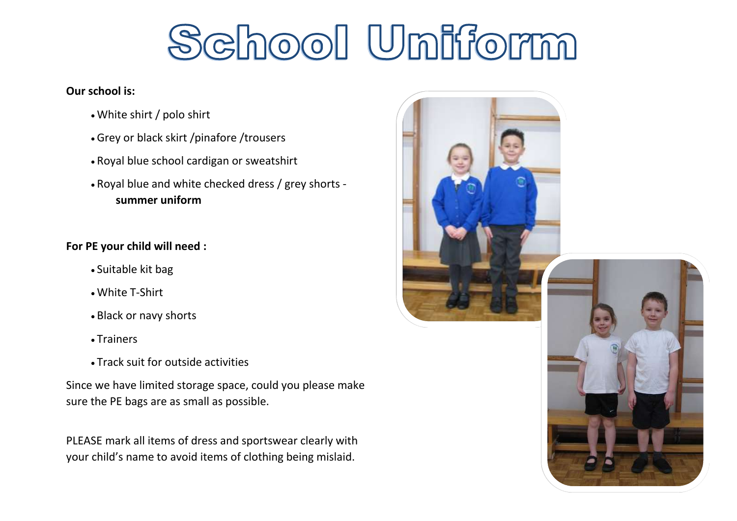# School Uniform

**Our school is:**

- White shirt / polo shirt
- Grey or black skirt /pinafore /trousers
- Royal blue school cardigan or sweatshirt
- Royal blue and white checked dress / grey shorts - **summer uniform**

**For PE your child will need :**

- Suitable kit bag
- White T-Shirt
- Black or navy shorts
- Trainers
- Track suit for outside activities

Since we have limited storage space, could you please make sure the PE bags are as small as possible.

PLEASE mark all items of dress and sportswear clearly with your child's name to avoid items of clothing being mislaid.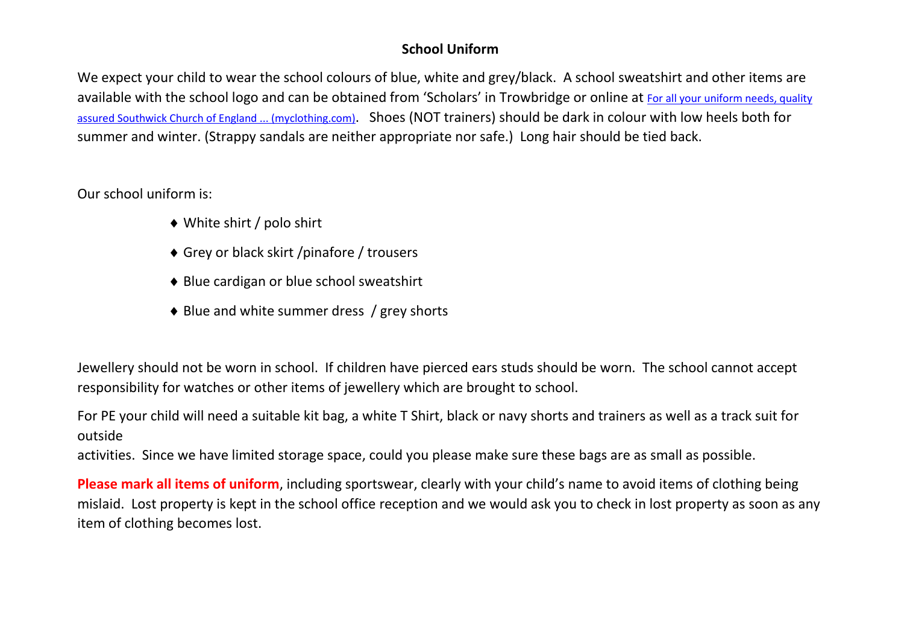## School Uniform

We expect your child to wear the school colours of blue, white and grey/black. A school sweatshirt and other items are available with the school logo and can be obtained from 'Scholars' in Trowbridge or online at For all your uniform needs, quality assured Southwick Church of England ... (myclothing.com). Shoes (NOT trainers) should be dark in colour with low heels both for summer and winter. (Strappy sandals are neither appropriate nor safe.) Long hair should be tied back.

Our school uniform is:

- White shirt / polo shirt
- Grey or black skirt /pinafore / trousers
- Blue cardigan or blue school sweatshirt
- Blue and white summer dress / grey shorts

Jewellery should not be worn in school. If children have pierced ears studs should be worn. The school cannot accept responsibility for watches or other items of jewellery which are brought to school.

For PE your child will need a suitable kit bag, a white T Shirt, black or navy shorts and trainers as well as a track suit for outside activities. Since we have limited storage space, could you please make sure these bags are as small as possible.

**Please mark all items of uniform**, including sportswear, clearly with your child's name to avoid items of clothing being mislaid. Lost property is kept in the school office reception and we would ask you to check in lost property as soon as any item of clothing becomes lost.